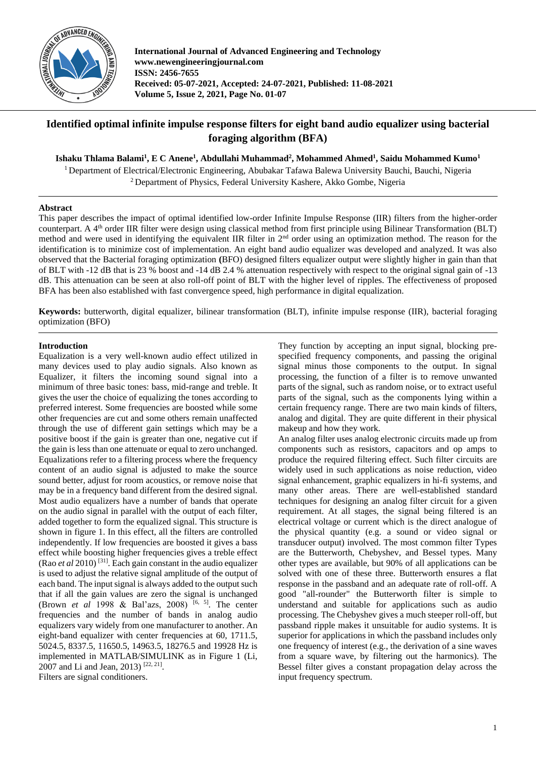# Identified optimal infinite impulse response filters for eight band audio equalizer using bacterial foraging algorithm (BFA)

**Ishaku Thlama Balami[1], E C Anene[1], Abdullahi Muhammad[2], Mohammed Ahmed[1], Saidu Mohammed Kumo[1]**

[1] Department of Electrical/Electronic Engineering, Abubakar Tafawa Balewa University Bauchi, Bauchi, Nigeria

[2] Department of Physics, Federal University Kashere, Akko Gombe, Nigeria

## Abstract

This paper describes the impact of optimal identified low-order Infinite Impulse Response (IIR) filters from the higher-order counterpart. A 4th order IIR filter were design using classical method from first principle using Bilinear Transformation (BLT) method and were used in identifying the equivalent IIR filter in 2nd order using an optimization method. The reason for the identification is to minimize cost of implementation. An eight band audio equalizer was developed and analyzed. It was also observed that the Bacterial foraging optimization **(**BFO) designed filters equalizer output were slightly higher in gain than that of BLT with -12 dB that is 23 % boost and -14 dB 2.4 % attenuation respectively with respect to the original signal gain of -13 dB. This attenuation can be seen at also roll-off point of BLT with the higher level of ripples. The effectiveness of proposed BFA has been also established with fast convergence speed, high performance in digital equalization.

**Keywords:** butterworth, digital equalizer, bilinear transformation (BLT), infinite impulse response (IIR), bacterial foraging optimization (BFO)

## Introduction

Equalization is a very well-known audio effect utilized in many devices used to play audio signals. Also known as Equalizer, it filters the incoming sound signal into a minimum of three basic tones: bass, mid-range and treble. It gives the user the choice of equalizing the tones according to preferred interest. Some frequencies are boosted while some other frequencies are cut and some others remain unaffected through the use of different gain settings which may be a positive boost if the gain is greater than one, negative cut if the gain is less than one attenuate or equal to zero unchanged. Equalizations refer to a filtering process where the frequency content of an audio signal is adjusted to make the source sound better, adjust for room acoustics, or remove noise that may be in a frequency band different from the desired signal. Most audio equalizers have a number of bands that operate on the audio signal in parallel with the output of each filter, added together to form the equalized signal. This structure is shown in figure 1. In this effect, all the filters are controlled independently. If low frequencies are boosted it gives a bass effect while boosting higher frequencies gives a treble effect (Rao *et al* 2010) [31]. Each gain constant in the audio equalizer is used to adjust the relative signal amplitude of the output of each band. The input signal is always added to the output such that if all the gain values are zero the signal is unchanged (Brown *et al* 1998 & Bal'azs, 2008) [6, 5]. The center frequencies and the number of bands in analog audio equalizers vary widely from one manufacturer to another. An eight-band equalizer with center frequencies at 60, 1711.5, 5024.5, 8337.5, 11650.5, 14963.5, 18276.5 and 19928 Hz is implemented in MATLAB/SIMULINK as in Figure 1 (Li, 2007 and Li and Jean, 2013) [22, 21].

Filters are signal conditioners.

They function by accepting an input signal, blocking pre-specified frequency components, and passing the original signal minus those components to the output. In signal processing, the function of a filter is to remove unwanted parts of the signal, such as random noise, or to extract useful parts of the signal, such as the components lying within a certain frequency range. There are two main kinds of filters, analog and digital. They are quite different in their physical makeup and how they work.

An analog filter uses analog electronic circuits made up from components such as resistors, capacitors and op amps to produce the required filtering effect. Such filter circuits are widely used in such applications as noise reduction, video signal enhancement, graphic equalizers in hi-fi systems, and many other areas. There are well-established standard techniques for designing an analog filter circuit for a given requirement. At all stages, the signal being filtered is an electrical voltage or current which is the direct analogue of the physical quantity (e.g. a sound or video signal or transducer output) involved. The most common filter Types are the Butterworth, Chebyshev, and Bessel types. Many other types are available, but 90% of all applications can be solved with one of these three. Butterworth ensures a flat response in the passband and an adequate rate of roll-off. A good "all-rounder" the Butterworth filter is simple to understand and suitable for applications such as audio processing. The Chebyshev gives a much steeper roll-off, but passband ripple makes it unsuitable for audio systems. It is superior for applications in which the passband includes only one frequency of interest (e.g., the derivation of a sine waves from a square wave, by filtering out the harmonics). The Bessel filter gives a constant propagation delay across the input frequency spectrum.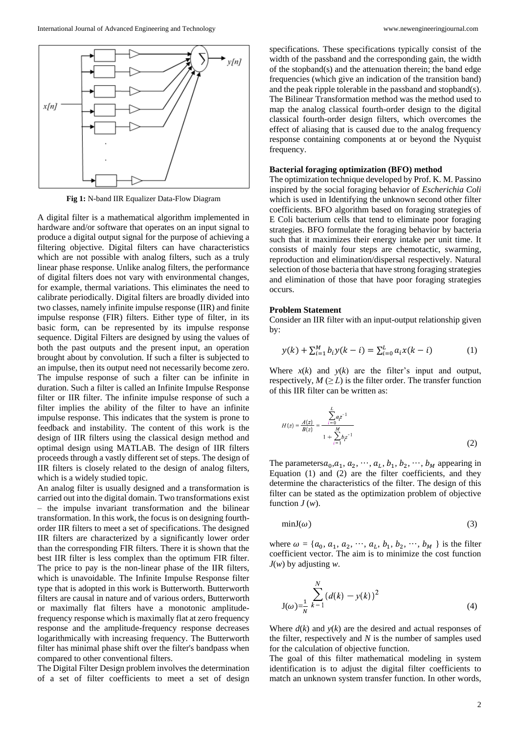x[n]

y[n]

Fig 1: N-band IIR Equalizer Data-Flow Diagram

A digital filter is a mathematical algorithm implemented in hardware and/or software that operates on an input signal to produce a digital output signal for the purpose of achieving a filtering objective. Digital filters can have characteristics which are not possible with analog filters, such as a truly linear phase response. Unlike analog filters, the performance of digital filters does not vary with environmental changes, for example, thermal variations. This eliminates the need to calibrate periodically. Digital filters are broadly divided into two classes, namely infinite impulse response (IIR) and finite impulse response (FIR) filters. Either type of filter, in its basic form, can be represented by its impulse response sequence. Digital Filters are designed by using the values of both the past outputs and the present input, an operation brought about by convolution. If such a filter is subjected to an impulse, then its output need not necessarily become zero. The impulse response of such a filter can be infinite in duration. Such a filter is called an Infinite Impulse Response filter or IIR filter. The infinite impulse response of such a filter implies the ability of the filter to have an infinite impulse response. This indicates that the system is prone to feedback and instability. The content of this work is the design of IIR filters using the classical design method and optimal design using MATLAB. The design of IIR filters proceeds through a vastly different set of steps. The design of IIR filters is closely related to the design of analog filters, which is a widely studied topic.

An analog filter is usually designed and a transformation is carried out into the digital domain. Two transformations exist – the impulse invariant transformation and the bilinear transformation. In this work, the focus is on designing fourth-order IIR filters to meet a set of specifications. The designed IIR filters are characterized by a significantly lower order than the corresponding FIR filters. There it is shown that the best IIR filter is less complex than the optimum FIR filter. The price to pay is the non-linear phase of the IIR filters, which is unavoidable. The Infinite Impulse Response filter type that is adopted in this work is Butterworth. Butterworth filters are causal in nature and of various orders, Butterworth or maximally flat filters have a monotonic amplitude-frequency response which is maximally flat at zero frequency response and the amplitude-frequency response decreases logarithmically with increasing frequency. The Butterworth filter has minimal phase shift over the filter's bandpass when compared to other conventional filters.

The Digital Filter Design problem involves the determination of a set of filter coefficients to meet a set of design specifications. These specifications typically consist of the width of the passband and the corresponding gain, the width of the stopband(s) and the attenuation therein; the band edge frequencies (which give an indication of the transition band) and the peak ripple tolerable in the passband and stopband(s). The Bilinear Transformation method was the method used to map the analog classical fourth-order design to the digital classical fourth-order design filters, which overcomes the effect of aliasing that is caused due to the analog frequency response containing components at or beyond the Nyquist frequency.

### Bacterial foraging optimization (BFO) method

The optimization technique developed by Prof. K. M. Passino inspired by the social foraging behavior of *Escherichia Coli* which is used in Identifying the unknown second other filter coefficients. BFO algorithm based on foraging strategies of E Coli bacterium cells that tend to eliminate poor foraging strategies. BFO formulate the foraging behavior by bacteria such that it maximizes their energy intake per unit time. It consists of mainly four steps are chemotactic, swarming, reproduction and elimination/dispersal respectively. Natural selection of those bacteria that have strong foraging strategies and elimination of those that have poor foraging strategies occurs.

### Problem Statement

Consider an IIR filter with an input-output relationship given by:

$$y(k) + \sum_{i=1}^{M} b_i y(k-i) = \sum_{i=0}^{L} a_i x(k-i) \tag{1}$$

Where $x(k)$ and $y(k)$ are the filter's input and output, respectively, $M$ ($\geq L$) is the filter order. The transfer function of this IIR filter can be written as:

$$H(z) = \frac{A(z)}{B(z)} = \frac{\sum_{i=0}^{L} a_i z^{-1}}{1 + \sum_{i=1}^{M} b_i z^{-1}} \tag{2}$$

The parameters $a_0, a_1, a_2, \cdots, a_L, b_1, b_2, \cdots, b_M$ appearing in Equation (1) and (2) are the filter coefficients, and they determine the characteristics of the filter. The design of this filter can be stated as the optimization problem of objective function $J(w)$.

$$\min J(\omega) \tag{3}$$

where $\omega = \{a_0, a_1, a_2, \cdots, a_L, b_1, b_2, \cdots, b_M\}$ is the filter coefficient vector. The aim is to minimize the cost function $J(w)$ by adjusting $w$.

$$J(\omega) = \frac{1}{N} \sum_{k=1}^{N} \left(d(k) - y(k)\right)^2 \tag{4}$$

Where $d(k)$ and $y(k)$ are the desired and actual responses of the filter, respectively and $N$ is the number of samples used for the calculation of objective function.

The goal of this filter mathematical modeling in system identification is to adjust the digital filter coefficients to match an unknown system transfer function. In other words,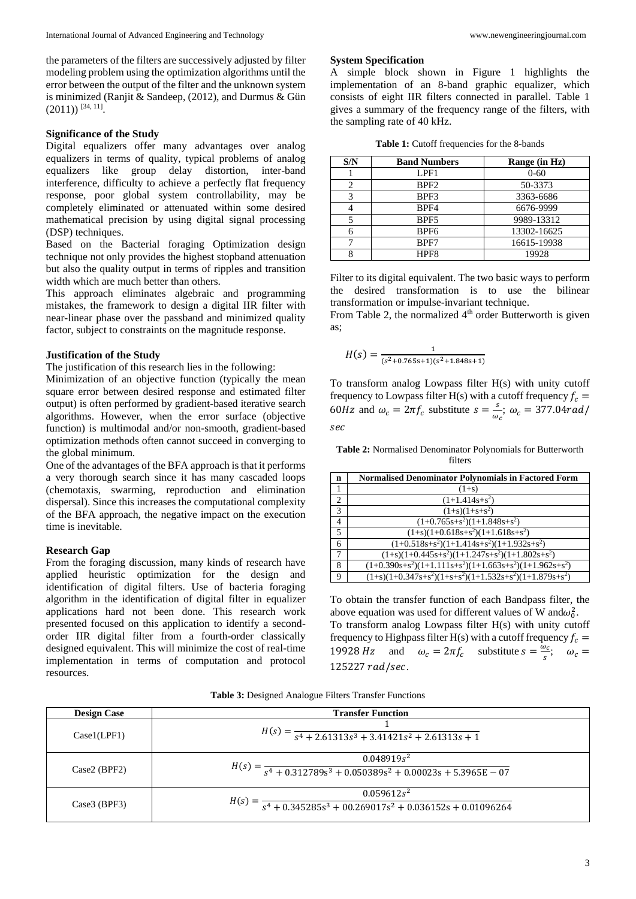the parameters of the filters are successively adjusted by filter modeling problem using the optimization algorithms until the error between the output of the filter and the unknown system is minimized (Ranjit & Sandeep, (2012), and Durmus & Gün (2011)) [34, 11].

### Significance of the Study

Digital equalizers offer many advantages over analog equalizers in terms of quality, typical problems of analog equalizers like group delay distortion, inter-band interference, difficulty to achieve a perfectly flat frequency response, poor global system controllability, may be completely eliminated or attenuated within some desired mathematical precision by using digital signal processing (DSP) techniques.

Based on the Bacterial foraging Optimization design technique not only provides the highest stopband attenuation but also the quality output in terms of ripples and transition width which are much better than others.

This approach eliminates algebraic and programming mistakes, the framework to design a digital IIR filter with near-linear phase over the passband and minimized quality factor, subject to constraints on the magnitude response.

### Justification of the Study

The justification of this research lies in the following:

Minimization of an objective function (typically the mean square error between desired response and estimated filter output) is often performed by gradient-based iterative search algorithms. However, when the error surface (objective function) is multimodal and/or non-smooth, gradient-based optimization methods often cannot succeed in converging to the global minimum.

One of the advantages of the BFA approach is that it performs a very thorough search since it has many cascaded loops (chemotaxis, swarming, reproduction and elimination dispersal). Since this increases the computational complexity of the BFA approach, the negative impact on the execution time is inevitable.

### Research Gap

From the foraging discussion, many kinds of research have applied heuristic optimization for the design and identification of digital filters. Use of bacteria foraging algorithm in the identification of digital filter in equalizer applications hard not been done. This research work presented focused on this application to identify a second-order IIR digital filter from a fourth-order classically designed equivalent. This will minimize the cost of real-time implementation in terms of computation and protocol resources.

### System Specification

A simple block shown in Figure 1 highlights the implementation of an 8-band graphic equalizer, which consists of eight IIR filters connected in parallel. Table 1 gives a summary of the frequency range of the filters, with the sampling rate of 40 kHz.

**Table 1:** Cutoff frequencies for the 8-bands

| S/N | Band Numbers | Range (in Hz) |
|---|---|---|
| 1 | LPF1 | 0-60 |
| 2 | BPF2 | 50-3373 |
| 3 | BPF3 | 3363-6686 |
| 4 | BPF4 | 6676-9999 |
| 5 | BPF5 | 9989-13312 |
| 6 | BPF6 | 13302-16625 |
| 7 | BPF7 | 16615-19938 |
| 8 | HPF8 | 19928 |

Filter to its digital equivalent. The two basic ways to perform the desired transformation is to use the bilinear transformation or impulse-invariant technique.

From Table 2, the normalized 4th order Butterworth is given as;

$$H(s) = \frac{1}{(s^2+0.765s+1)(s^2+1.848s+1)}$$

To transform analog Lowpass filter H(s) with unity cutoff frequency to Lowpass filter H(s) with a cutoff frequency $f_c = 60Hz$ and $\omega_c = 2\pi f_c$ substitute $s = \frac{s}{\omega_c}$; $\omega_c = 377.04 rad/sec$

**Table 2:** Normalised Denominator Polynomials for Butterworth filters

| n | Normalised Denominator Polynomials in Factored Form |
|---|---|
| 1 | $(1+s)$ |
| 2 | $(1+1.414s+s^2)$ |
| 3 | $(1+s)(1+s+s^2)$ |
| 4 | $(1+0.765s+s^2)(1+1.848s+s^2)$ |
| 5 | $(1+s)(1+0.618s+s^2)(1+1.618s+s^2)$ |
| 6 | $(1+0.518s+s^2)(1+1.414s+s^2)(1+1.932s+s^2)$ |
| 7 | $(1+s)(1+0.445s+s^2)(1+1.247s+s^2)(1+1.802s+s^2)$ |
| 8 | $(1+0.390s+s^2)(1+1.111s+s^2)(1+1.663s+s^2)(1+1.962s+s^2)$ |
| 9 | $(1+s)(1+0.347s+s^2)(1+s+s^2)(1+1.532s+s^2)(1+1.879s+s^2)$ |

To obtain the transfer function of each Bandpass filter, the above equation was used for different values of W and $\omega_0^2$.

To transform analog Lowpass filter H(s) with unity cutoff frequency to Highpass filter H(s) with a cutoff frequency $f_c = 19928\,Hz$ and $\omega_c = 2\pi f_c$ substitute $s = \frac{\omega_c}{s}$; $\omega_c = 125227\,rad/sec$.

**Table 3:** Designed Analogue Filters Transfer Functions

| Design Case | Transfer Function |
|---|---|
| Case1(LPF1) | $H(s) = \frac{1}{s^4 + 2.61313s^3 + 3.41421s^2 + 2.61313s + 1}$ |
| Case2 (BPF2) | $H(s) = \frac{0.048919s^2}{s^4 + 0.312789s^3 + 0.050389s^2 + 0.00023s + 5.3965E-07}$ |
| Case3 (BPF3) | $H(s) = \frac{0.059612s^2}{s^4 + 0.345285s^3 + 00.269017s^2 + 0.036152s + 0.01096264}$ |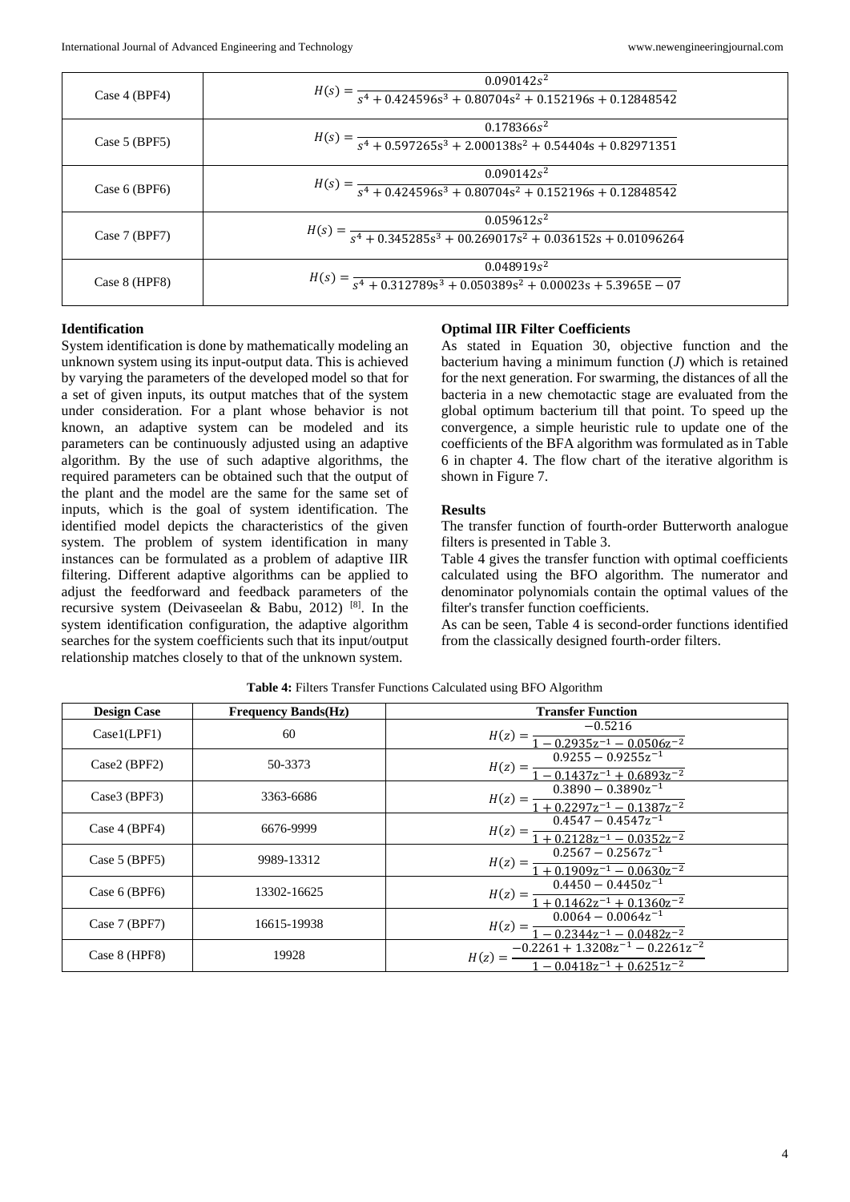| | |
|---|---|
| Case 4 (BPF4) | $H(s) = \frac{0.090142s^2}{s^4 + 0.424596s^3 + 0.80704s^2 + 0.152196s + 0.12848542}$ |
| Case 5 (BPF5) | $H(s) = \frac{0.178366s^2}{s^4 + 0.597265s^3 + 2.000138s^2 + 0.54404s + 0.82971351}$ |
| Case 6 (BPF6) | $H(s) = \frac{0.090142s^2}{s^4 + 0.424596s^3 + 0.80704s^2 + 0.152196s + 0.12848542}$ |
| Case 7 (BPF7) | $H(s) = \frac{0.059612s^2}{s^4 + 0.345285s^3 + 00.269017s^2 + 0.036152s + 0.01096264}$ |
| Case 8 (HPF8) | $H(s) = \frac{0.048919s^2}{s^4 + 0.312789s^3 + 0.050389s^2 + 0.00023s + 5.3965E - 07}$ |

**Identification**

System identification is done by mathematically modeling an unknown system using its input-output data. This is achieved by varying the parameters of the developed model so that for a set of given inputs, its output matches that of the system under consideration. For a plant whose behavior is not known, an adaptive system can be modeled and its parameters can be continuously adjusted using an adaptive algorithm. By the use of such adaptive algorithms, the required parameters can be obtained such that the output of the plant and the model are the same for the same set of inputs, which is the goal of system identification. The identified model depicts the characteristics of the given system. The problem of system identification in many instances can be formulated as a problem of adaptive IIR filtering. Different adaptive algorithms can be applied to adjust the feedforward and feedback parameters of the recursive system (Deivaseelan & Babu, 2012) [8]. In the system identification configuration, the adaptive algorithm searches for the system coefficients such that its input/output relationship matches closely to that of the unknown system.

**Optimal IIR Filter Coefficients**

As stated in Equation 30, objective function and the bacterium having a minimum function ($J$) which is retained for the next generation. For swarming, the distances of all the bacteria in a new chemotactic stage are evaluated from the global optimum bacterium till that point. To speed up the convergence, a simple heuristic rule to update one of the coefficients of the BFA algorithm was formulated as in Table 6 in chapter 4. The flow chart of the iterative algorithm is shown in Figure 7.

**Results**

The transfer function of fourth-order Butterworth analogue filters is presented in Table 3.

Table 4 gives the transfer function with optimal coefficients calculated using the BFO algorithm. The numerator and denominator polynomials contain the optimal values of the filter's transfer function coefficients.

As can be seen, Table 4 is second-order functions identified from the classically designed fourth-order filters.

**Table 4:** Filters Transfer Functions Calculated using BFO Algorithm

| Design Case | Frequency Bands(Hz) | Transfer Function |
|---|---|---|
| Case1(LPF1) | 60 | $H(z) = \frac{-0.5216}{1 - 0.2935z^{-1} - 0.0506z^{-2}}$ |
| Case2 (BPF2) | 50-3373 | $H(z) = \frac{0.9255 - 0.9255z^{-1}}{1 - 0.1437z^{-1} + 0.6893z^{-2}}$ |
| Case3 (BPF3) | 3363-6686 | $H(z) = \frac{0.3890 - 0.3890z^{-1}}{1 + 0.2297z^{-1} - 0.1387z^{-2}}$ |
| Case 4 (BPF4) | 6676-9999 | $H(z) = \frac{0.4547 - 0.4547z^{-1}}{1 + 0.2128z^{-1} - 0.0352z^{-2}}$ |
| Case 5 (BPF5) | 9989-13312 | $H(z) = \frac{0.2567 - 0.2567z^{-1}}{1 + 0.1909z^{-1} - 0.0630z^{-2}}$ |
| Case 6 (BPF6) | 13302-16625 | $H(z) = \frac{0.4450 - 0.4450z^{-1}}{1 + 0.1462z^{-1} + 0.1360z^{-2}}$ |
| Case 7 (BPF7) | 16615-19938 | $H(z) = \frac{0.0064 - 0.0064z^{-1}}{1 - 0.2344z^{-1} - 0.0482z^{-2}}$ |
| Case 8 (HPF8) | 19928 | $H(z) = \frac{-0.2261 + 1.3208z^{-1} - 0.2261z^{-2}}{1 - 0.0418z^{-1} + 0.6251z^{-2}}$ |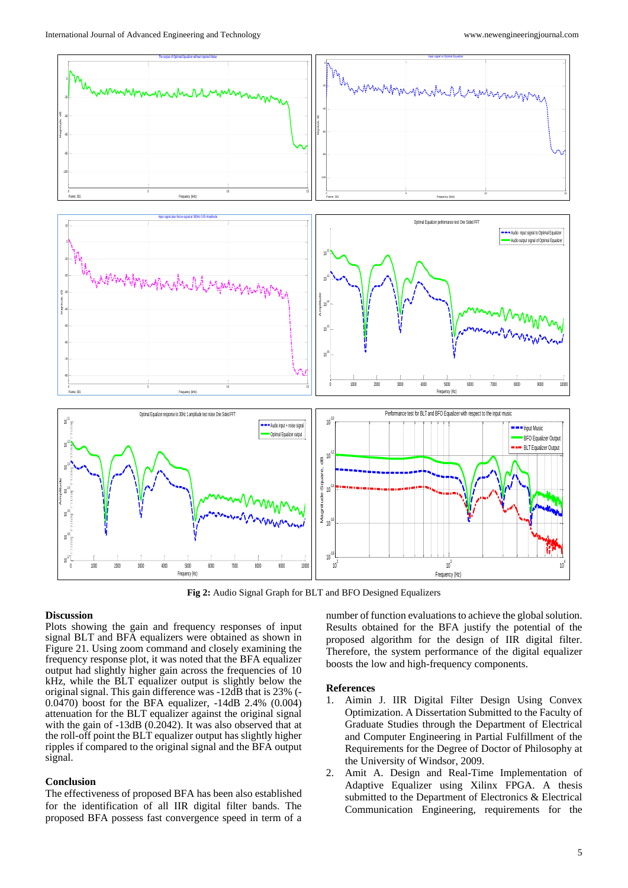The output of Optimal Equalizer without injected Noise

Magnitude, dB

Frame: 331

Frequency (kHz)

Input signal to Optimal Equalizer

Magnitude, dB

Frame: 331

Frequency (kHz)

Input signal plus Noise signal at 300Hz 0.05 Amplitude

Magnitude, dB

Frame: 331

Frequency (kHz)

Optimal Equalizer performance test One Sided FFT

Audio input signal to Optimal Equalizer

Audio output signal of Optimal Equalizer

Amplitude

Frequency (Hz)

Optimal Equalizer response to 30Hz 1 amplitude test noise One Sided FFT

Audio input + noise signal

Optimal Equalizer output

Amplitude

Frequency (Hz)

Performance test for BLT and BFO Equalizer with respect to the input music

Input Music

BFO Equalizer Output

BLT Equalizer Output

Magnitude-Square, dB

Frequency (Hz)

**Fig 2:** Audio Signal Graph for BLT and BFO Designed Equalizers

## Discussion

Plots showing the gain and frequency responses of input signal BLT and BFA equalizers were obtained as shown in Figure 21. Using zoom command and closely examining the frequency response plot, it was noted that the BFA equalizer output had slightly higher gain across the frequencies of 10 kHz, while the BLT equalizer output is slightly below the original signal. This gain difference was -12dB that is 23% (-0.0470) boost for the BFA equalizer, -14dB 2.4% (0.004) attenuation for the BLT equalizer against the original signal with the gain of -13dB (0.2042). It was also observed that at the roll-off point the BLT equalizer output has slightly higher ripples if compared to the original signal and the BFA output signal.

## Conclusion

The effectiveness of proposed BFA has been also established for the identification of all IIR digital filter bands. The proposed BFA possess fast convergence speed in term of a number of function evaluations to achieve the global solution. Results obtained for the BFA justify the potential of the proposed algorithm for the design of IIR digital filter. Therefore, the system performance of the digital equalizer boosts the low and high-frequency components.

## References

1. Aimin J. IIR Digital Filter Design Using Convex Optimization. A Dissertation Submitted to the Faculty of Graduate Studies through the Department of Electrical and Computer Engineering in Partial Fulfillment of the Requirements for the Degree of Doctor of Philosophy at the University of Windsor, 2009.
2. Amit A. Design and Real-Time Implementation of Adaptive Equalizer using Xilinx FPGA. A thesis submitted to the Department of Electronics & Electrical Communication Engineering, requirements for the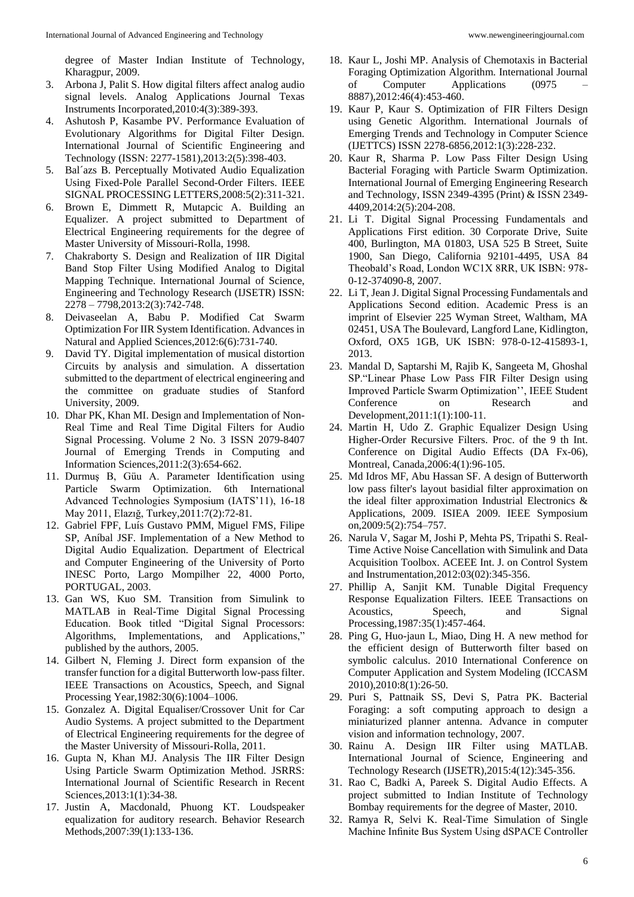degree of Master Indian Institute of Technology, Kharagpur, 2009.

3. Arbona J, Palit S. How digital filters affect analog audio signal levels. Analog Applications Journal Texas Instruments Incorporated,2010:4(3):389-393.
4. Ashutosh P, Kasambe PV. Performance Evaluation of Evolutionary Algorithms for Digital Filter Design. International Journal of Scientific Engineering and Technology (ISSN: 2277-1581),2013:2(5):398-403.
5. Bal´azs B. Perceptually Motivated Audio Equalization Using Fixed-Pole Parallel Second-Order Filters. IEEE SIGNAL PROCESSING LETTERS,2008:5(2):311-321.
6. Brown E, Dimmett R, Mutapcic A. Building an Equalizer. A project submitted to Department of Electrical Engineering requirements for the degree of Master University of Missouri-Rolla, 1998.
7. Chakraborty S. Design and Realization of IIR Digital Band Stop Filter Using Modified Analog to Digital Mapping Technique. International Journal of Science, Engineering and Technology Research (IJSETR) ISSN: 2278 – 7798,2013:2(3):742-748.
8. Deivaseelan A, Babu P. Modified Cat Swarm Optimization For IIR System Identification. Advances in Natural and Applied Sciences,2012:6(6):731-740.
9. David TY. Digital implementation of musical distortion Circuits by analysis and simulation. A dissertation submitted to the department of electrical engineering and the committee on graduate studies of Stanford University, 2009.
10. Dhar PK, Khan MI. Design and Implementation of Non-Real Time and Real Time Digital Filters for Audio Signal Processing. Volume 2 No. 3 ISSN 2079-8407 Journal of Emerging Trends in Computing and Information Sciences,2011:2(3):654-662.
11. Durmuş B, Güu A. Parameter Identification using Particle Swarm Optimization. 6th International Advanced Technologies Symposium (IATS'11), 16-18 May 2011, Elazığ, Turkey,2011:7(2):72-81.
12. Gabriel FPF, Luís Gustavo PMM, Miguel FMS, Filipe SP, Aníbal JSF. Implementation of a New Method to Digital Audio Equalization. Department of Electrical and Computer Engineering of the University of Porto INESC Porto, Largo Mompilher 22, 4000 Porto, PORTUGAL, 2003.
13. Gan WS, Kuo SM. Transition from Simulink to MATLAB in Real-Time Digital Signal Processing Education. Book titled "Digital Signal Processors: Algorithms, Implementations, and Applications," published by the authors, 2005.
14. Gilbert N, Fleming J. Direct form expansion of the transfer function for a digital Butterworth low-pass filter. IEEE Transactions on Acoustics, Speech, and Signal Processing Year,1982:30(6):1004–1006.
15. Gonzalez A. Digital Equaliser/Crossover Unit for Car Audio Systems. A project submitted to the Department of Electrical Engineering requirements for the degree of the Master University of Missouri-Rolla, 2011.
16. Gupta N, Khan MJ. Analysis The IIR Filter Design Using Particle Swarm Optimization Method. JSRRS: International Journal of Scientific Research in Recent Sciences,2013:1(1):34-38.
17. Justin A, Macdonald, Phuong KT. Loudspeaker equalization for auditory research. Behavior Research Methods,2007:39(1):133-136.
18. Kaur L, Joshi MP. Analysis of Chemotaxis in Bacterial Foraging Optimization Algorithm. International Journal of Computer Applications (0975 – 8887),2012:46(4):453-460.
19. Kaur P, Kaur S. Optimization of FIR Filters Design using Genetic Algorithm. International Journals of Emerging Trends and Technology in Computer Science (IJETTCS) ISSN 2278-6856,2012:1(3):228-232.
20. Kaur R, Sharma P. Low Pass Filter Design Using Bacterial Foraging with Particle Swarm Optimization. International Journal of Emerging Engineering Research and Technology, ISSN 2349-4395 (Print) & ISSN 2349-4409,2014:2(5):204-208.
21. Li T. Digital Signal Processing Fundamentals and Applications First edition. 30 Corporate Drive, Suite 400, Burlington, MA 01803, USA 525 B Street, Suite 1900, San Diego, California 92101-4495, USA 84 Theobald's Road, London WC1X 8RR, UK ISBN: 978-0-12-374090-8, 2007.
22. Li T, Jean J. Digital Signal Processing Fundamentals and Applications Second edition. Academic Press is an imprint of Elsevier 225 Wyman Street, Waltham, MA 02451, USA The Boulevard, Langford Lane, Kidlington, Oxford, OX5 1GB, UK ISBN: 978-0-12-415893-1, 2013.
23. Mandal D, Saptarshi M, Rajib K, Sangeeta M, Ghoshal SP."Linear Phase Low Pass FIR Filter Design using Improved Particle Swarm Optimization'', IEEE Student Conference on Research and Development,2011:1(1):100-11.
24. Martin H, Udo Z. Graphic Equalizer Design Using Higher-Order Recursive Filters. Proc. of the 9 th Int. Conference on Digital Audio Effects (DA Fx-06), Montreal, Canada,2006:4(1):96-105.
25. Md Idros MF, Abu Hassan SF. A design of Butterworth low pass filter's layout basidial filter approximation on the ideal filter approximation Industrial Electronics & Applications, 2009. ISIEA 2009. IEEE Symposium on,2009:5(2):754–757.
26. Narula V, Sagar M, Joshi P, Mehta PS, Tripathi S. Real-Time Active Noise Cancellation with Simulink and Data Acquisition Toolbox. ACEEE Int. J. on Control System and Instrumentation,2012:03(02):345-356.
27. Phillip A, Sanjit KM. Tunable Digital Frequency Response Equalization Filters. IEEE Transactions on Acoustics, Speech, and Signal Processing,1987:35(1):457-464.
28. Ping G, Huo-jaun L, Miao, Ding H. A new method for the efficient design of Butterworth filter based on symbolic calculus. 2010 International Conference on Computer Application and System Modeling (ICCASM 2010),2010:8(1):26-50.
29. Puri S, Pattnaik SS, Devi S, Patra PK. Bacterial Foraging: a soft computing approach to design a miniaturized planner antenna. Advance in computer vision and information technology, 2007.
30. Rainu A. Design IIR Filter using MATLAB. International Journal of Science, Engineering and Technology Research (IJSETR),2015:4(12):345-356.
31. Rao C, Badki A, Pareek S. Digital Audio Effects. A project submitted to Indian Institute of Technology Bombay requirements for the degree of Master, 2010.
32. Ramya R, Selvi K. Real-Time Simulation of Single Machine Infinite Bus System Using dSPACE Controller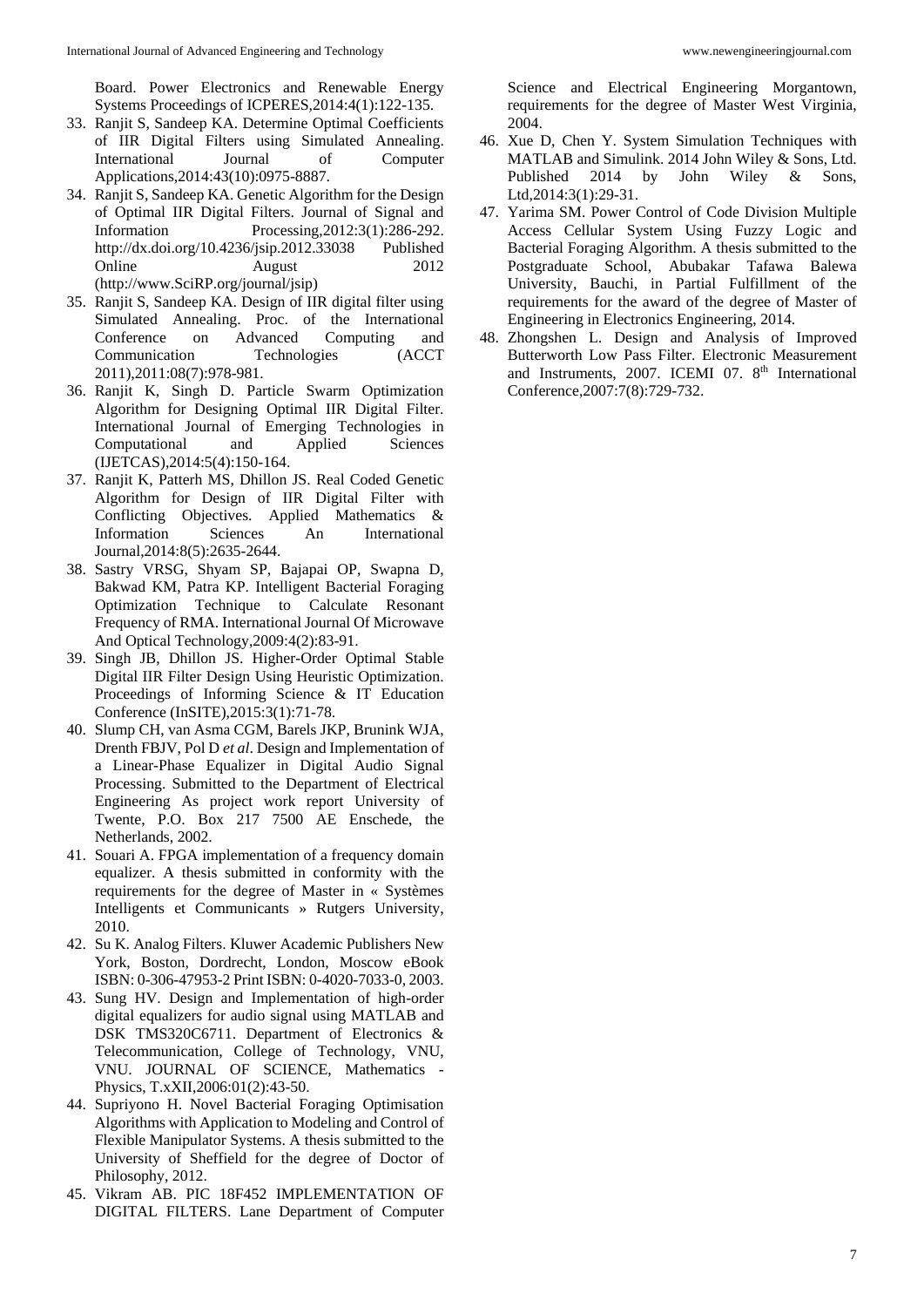Board. Power Electronics and Renewable Energy Systems Proceedings of ICPERES,2014:4(1):122-135.

33. Ranjit S, Sandeep KA. Determine Optimal Coefficients of IIR Digital Filters using Simulated Annealing. International Journal of Computer Applications,2014:43(10):0975-8887.
34. Ranjit S, Sandeep KA. Genetic Algorithm for the Design of Optimal IIR Digital Filters. Journal of Signal and Information Processing,2012:3(1):286-292. http://dx.doi.org/10.4236/jsip.2012.33038 Published Online August 2012 (http://www.SciRP.org/journal/jsip)
35. Ranjit S, Sandeep KA. Design of IIR digital filter using Simulated Annealing. Proc. of the International Conference on Advanced Computing and Communication Technologies (ACCT 2011),2011:08(7):978-981.
36. Ranjit K, Singh D. Particle Swarm Optimization Algorithm for Designing Optimal IIR Digital Filter. International Journal of Emerging Technologies in Computational and Applied Sciences (IJETCAS),2014:5(4):150-164.
37. Ranjit K, Patterh MS, Dhillon JS. Real Coded Genetic Algorithm for Design of IIR Digital Filter with Conflicting Objectives. Applied Mathematics & Information Sciences An International Journal,2014:8(5):2635-2644.
38. Sastry VRSG, Shyam SP, Bajapai OP, Swapna D, Bakwad KM, Patra KP. Intelligent Bacterial Foraging Optimization Technique to Calculate Resonant Frequency of RMA. International Journal Of Microwave And Optical Technology,2009:4(2):83-91.
39. Singh JB, Dhillon JS. Higher-Order Optimal Stable Digital IIR Filter Design Using Heuristic Optimization. Proceedings of Informing Science & IT Education Conference (InSITE),2015:3(1):71-78.
40. Slump CH, van Asma CGM, Barels JKP, Brunink WJA, Drenth FBJV, Pol D *et al*. Design and Implementation of a Linear-Phase Equalizer in Digital Audio Signal Processing. Submitted to the Department of Electrical Engineering As project work report University of Twente, P.O. Box 217 7500 AE Enschede, the Netherlands, 2002.
41. Souari A. FPGA implementation of a frequency domain equalizer. A thesis submitted in conformity with the requirements for the degree of Master in « Systèmes Intelligents et Communicants » Rutgers University, 2010.
42. Su K. Analog Filters. Kluwer Academic Publishers New York, Boston, Dordrecht, London, Moscow eBook ISBN: 0-306-47953-2 Print ISBN: 0-4020-7033-0, 2003.
43. Sung HV. Design and Implementation of high-order digital equalizers for audio signal using MATLAB and DSK TMS320C6711. Department of Electronics & Telecommunication, College of Technology, VNU, VNU. JOURNAL OF SCIENCE, Mathematics - Physics, T.xXII,2006:01(2):43-50.
44. Supriyono H. Novel Bacterial Foraging Optimisation Algorithms with Application to Modeling and Control of Flexible Manipulator Systems. A thesis submitted to the University of Sheffield for the degree of Doctor of Philosophy, 2012.
45. Vikram AB. PIC 18F452 IMPLEMENTATION OF DIGITAL FILTERS. Lane Department of Computer Science and Electrical Engineering Morgantown, requirements for the degree of Master West Virginia, 2004.
46. Xue D, Chen Y. System Simulation Techniques with MATLAB and Simulink. 2014 John Wiley & Sons, Ltd. Published 2014 by John Wiley & Sons, Ltd,2014:3(1):29-31.
47. Yarima SM. Power Control of Code Division Multiple Access Cellular System Using Fuzzy Logic and Bacterial Foraging Algorithm. A thesis submitted to the Postgraduate School, Abubakar Tafawa Balewa University, Bauchi, in Partial Fulfillment of the requirements for the award of the degree of Master of Engineering in Electronics Engineering, 2014.
48. Zhongshen L. Design and Analysis of Improved Butterworth Low Pass Filter. Electronic Measurement and Instruments, 2007. ICEMI 07. 8th International Conference,2007:7(8):729-732.